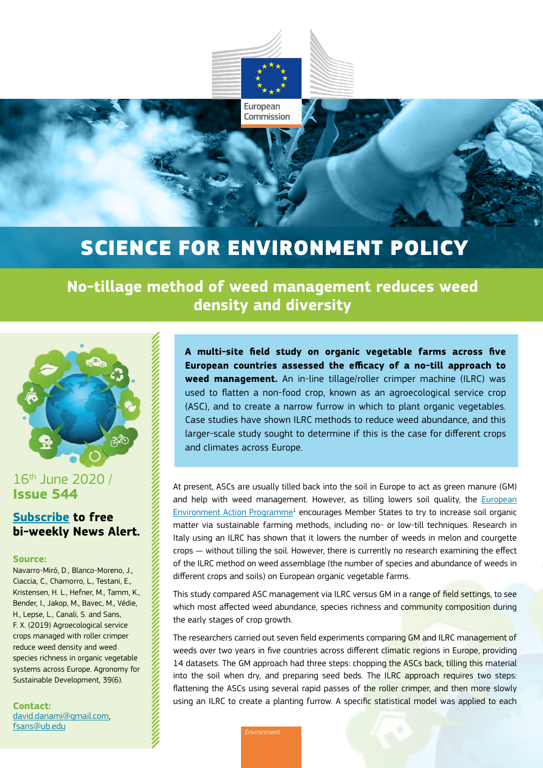# SCIENCE FOR ENVIRONMENT POLICY

## No-tillage method of weed management reduces weed density and diversity

16th June 2020 /
**Issue 544**

**Subscribe to free bi-weekly News Alert.**

**Source:**
Navarro-Miró, D., Blanco-Moreno, J., Ciaccia, C., Chamorro, L., Testani, E., Kristensen, H. L., Hefner, M., Tamm, K., Bender, I., Jakop, M., Bavec, M., Védie, H., Lepse, L., Canali, S. and Sans, F. X. (2019) Agroecological service crops managed with roller crimper reduce weed density and weed species richness in organic vegetable systems across Europe. Agronomy for Sustainable Development, 39(6).

**Contact:**
david.danami@gmail.com, fsans@ub.edu

**A multi-site field study on organic vegetable farms across five European countries assessed the efficacy of a no-till approach to weed management.** An in-line tillage/roller crimper machine (ILRC) was used to flatten a non-food crop, known as an agroecological service crop (ASC), and to create a narrow furrow in which to plant organic vegetables. Case studies have shown ILRC methods to reduce weed abundance, and this larger-scale study sought to determine if this is the case for different crops and climates across Europe.

At present, ASCs are usually tilled back into the soil in Europe to act as green manure (GM) and help with weed management. However, as tilling lowers soil quality, the European Environment Action Programme[1] encourages Member States to try to increase soil organic matter via sustainable farming methods, including no- or low-till techniques. Research in Italy using an ILRC has shown that it lowers the number of weeds in melon and courgette crops — without tilling the soil. However, there is currently no research examining the effect of the ILRC method on weed assemblage (the number of species and abundance of weeds in different crops and soils) on European organic vegetable farms.

This study compared ASC management via ILRC versus GM in a range of field settings, to see which most affected weed abundance, species richness and community composition during the early stages of crop growth.

The researchers carried out seven field experiments comparing GM and ILRC management of weeds over two years in five countries across different climatic regions in Europe, providing 14 datasets. The GM approach had three steps: chopping the ASCs back, tilling this material into the soil when dry, and preparing seed beds. The ILRC approach requires two steps: flattening the ASCs using several rapid passes of the roller crimper, and then more slowly using an ILRC to create a planting furrow. A specific statistical model was applied to each

Environment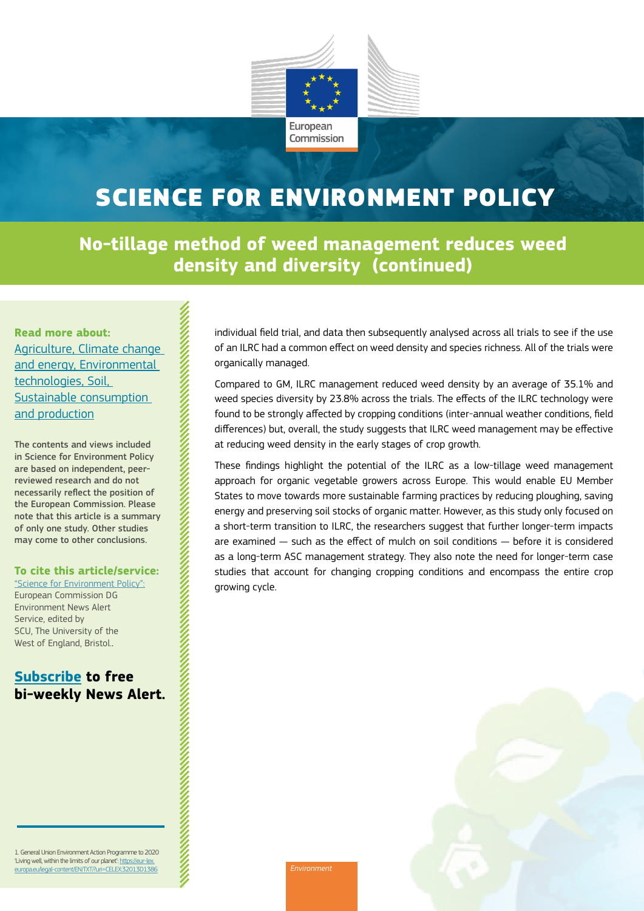# SCIENCE FOR ENVIRONMENT POLICY

## No-tillage method of weed management reduces weed density and diversity (continued)

individual field trial, and data then subsequently analysed across all trials to see if the use of an ILRC had a common effect on weed density and species richness. All of the trials were organically managed.

Compared to GM, ILRC management reduced weed density by an average of 35.1% and weed species diversity by 23.8% across the trials. The effects of the ILRC technology were found to be strongly affected by cropping conditions (inter-annual weather conditions, field differences) but, overall, the study suggests that ILRC weed management may be effective at reducing weed density in the early stages of crop growth.

These findings highlight the potential of the ILRC as a low-tillage weed management approach for organic vegetable growers across Europe. This would enable EU Member States to move towards more sustainable farming practices by reducing ploughing, saving energy and preserving soil stocks of organic matter. However, as this study only focused on a short-term transition to ILRC, the researchers suggest that further longer-term impacts are examined — such as the effect of mulch on soil conditions — before it is considered as a long-term ASC management strategy. They also note the need for longer-term case studies that account for changing cropping conditions and encompass the entire crop growing cycle.

**Read more about:**
Agriculture, Climate change and energy, Environmental technologies, Soil, Sustainable consumption and production

**The contents and views included in Science for Environment Policy are based on independent, peer-reviewed research and do not necessarily reflect the position of the European Commission. Please note that this article is a summary of only one study. Other studies may come to other conclusions.**

**To cite this article/service:**
"Science for Environment Policy": European Commission DG Environment News Alert Service, edited by SCU, The University of the West of England, Bristol..

**Subscribe to free bi-weekly News Alert.**

1. General Union Environment Action Programme to 2020 'Living well, within the limits of our planet': https://eur-lex.europa.eu/legal-content/EN/TXT/?uri=CELEX:32013D1386